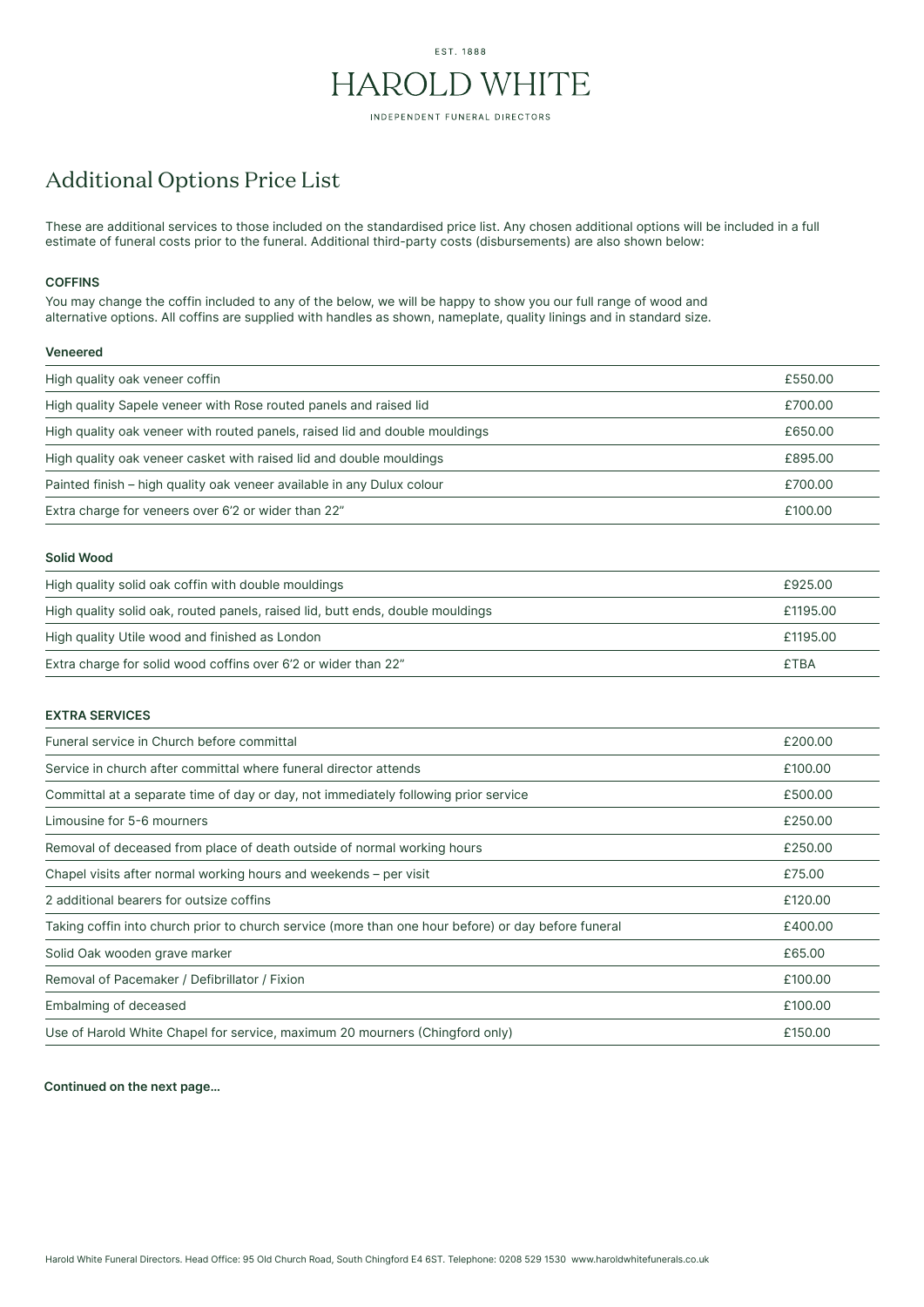EST. 1888

# HAROLD WHITE

INDEPENDENT FUNERAL DIRECTORS

## Additional Options Price List

These are additional services to those included on the standardised price list. Any chosen additional options will be included in a full estimate of funeral costs prior to the funeral. Additional third-party costs (disbursements) are also shown below:

### COFFINS

You may change the coffin included to any of the below, we will be happy to show you our full range of wood and alternative options. All coffins are supplied with handles as shown, nameplate, quality linings and in standard size.

#### Veneered

| | |
|---|---|
| High quality oak veneer coffin | £550.00 |
| High quality Sapele veneer with Rose routed panels and raised lid | £700.00 |
| High quality oak veneer with routed panels, raised lid and double mouldings | £650.00 |
| High quality oak veneer casket with raised lid and double mouldings | £895.00 |
| Painted finish – high quality oak veneer available in any Dulux colour | £700.00 |
| Extra charge for veneers over 6'2 or wider than 22" | £100.00 |

#### Solid Wood

| | |
|---|---|
| High quality solid oak coffin with double mouldings | £925.00 |
| High quality solid oak, routed panels, raised lid, butt ends, double mouldings | £1195.00 |
| High quality Utile wood and finished as London | £1195.00 |
| Extra charge for solid wood coffins over 6'2 or wider than 22" | £TBA |

### EXTRA SERVICES

| | |
|---|---|
| Funeral service in Church before committal | £200.00 |
| Service in church after committal where funeral director attends | £100.00 |
| Committal at a separate time of day or day, not immediately following prior service | £500.00 |
| Limousine for 5-6 mourners | £250.00 |
| Removal of deceased from place of death outside of normal working hours | £250.00 |
| Chapel visits after normal working hours and weekends – per visit | £75.00 |
| 2 additional bearers for outsize coffins | £120.00 |
| Taking coffin into church prior to church service (more than one hour before) or day before funeral | £400.00 |
| Solid Oak wooden grave marker | £65.00 |
| Removal of Pacemaker / Defibrillator / Fixion | £100.00 |
| Embalming of deceased | £100.00 |
| Use of Harold White Chapel for service, maximum 20 mourners (Chingford only) | £150.00 |

**Continued on the next page...**

Harold White Funeral Directors. Head Office: 95 Old Church Road, South Chingford E4 6ST. Telephone: 0208 529 1530 www.haroldwhitefunerals.co.uk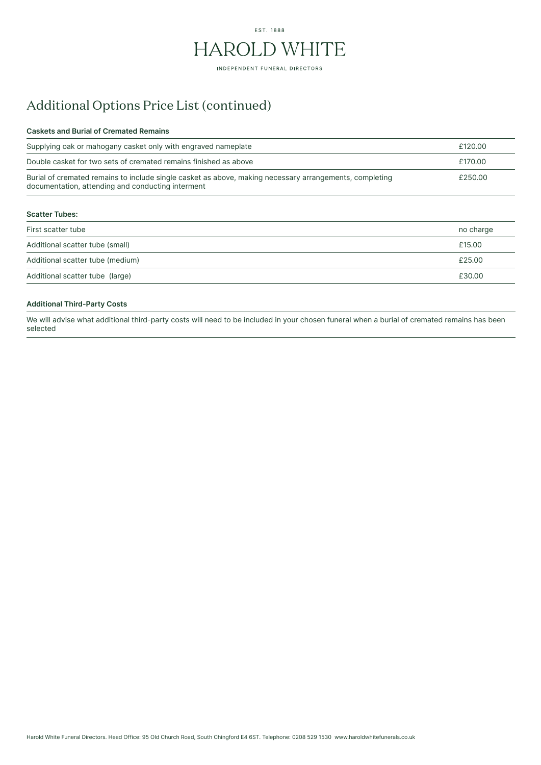EST. 1888

# HAROLD WHITE

INDEPENDENT FUNERAL DIRECTORS

## Additional Options Price List (continued)

### Caskets and Burial of Cremated Remains

| | |
|---|---|
| Supplying oak or mahogany casket only with engraved nameplate | £120.00 |
| Double casket for two sets of cremated remains finished as above | £170.00 |
| Burial of cremated remains to include single casket as above, making necessary arrangements, completing documentation, attending and conducting interment | £250.00 |

### Scatter Tubes:

| | |
|---|---|
| First scatter tube | no charge |
| Additional scatter tube (small) | £15.00 |
| Additional scatter tube (medium) | £25.00 |
| Additional scatter tube (large) | £30.00 |

### Additional Third-Party Costs

We will advise what additional third-party costs will need to be included in your chosen funeral when a burial of cremated remains has been selected

Harold White Funeral Directors. Head Office: 95 Old Church Road, South Chingford E4 6ST. Telephone: 0208 529 1530 www.haroldwhitefunerals.co.uk